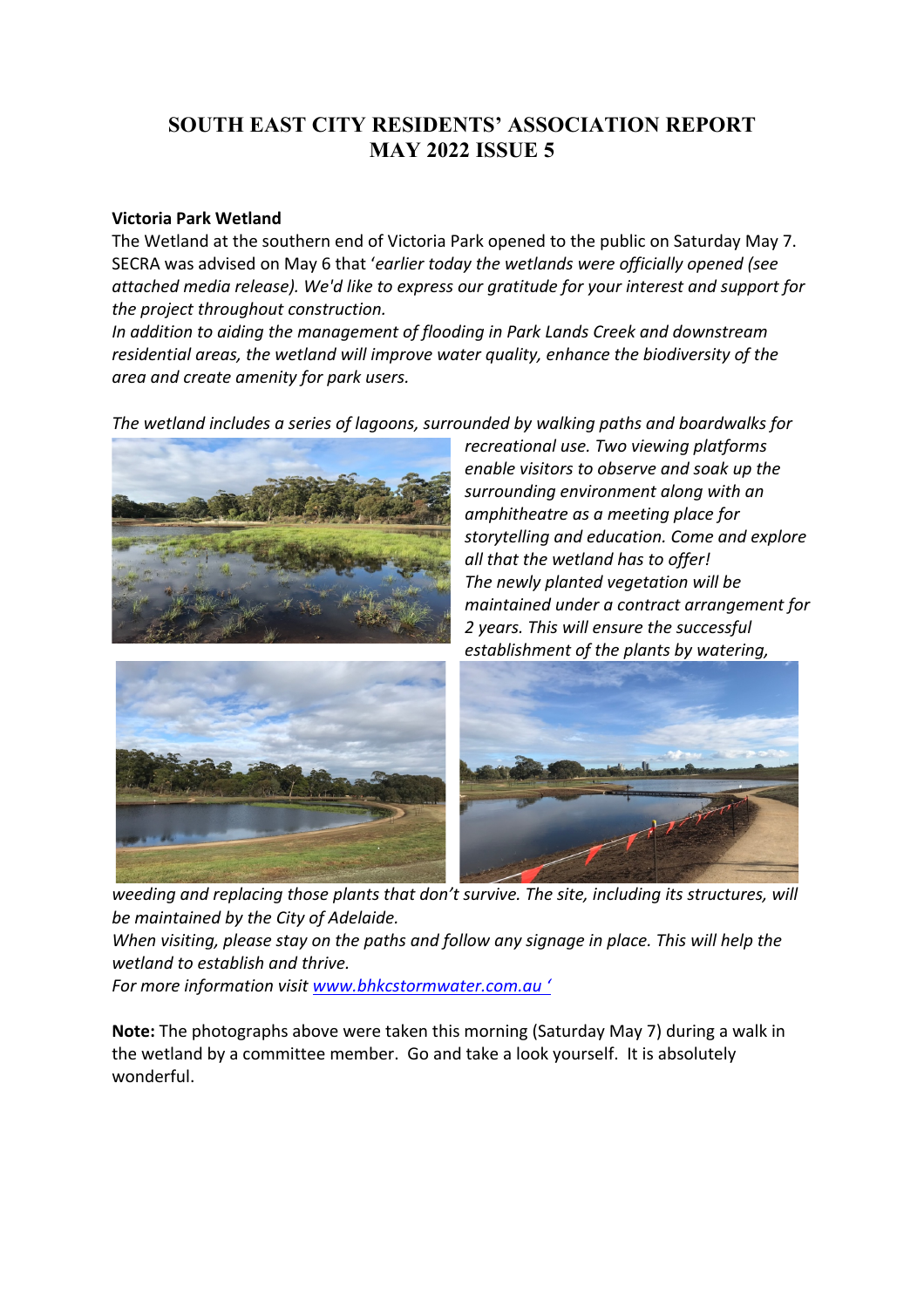# SOUTH EAST CITY RESIDENTS' ASSOCIATION REPORT
# MAY 2022 ISSUE 5

**Victoria Park Wetland**

The Wetland at the southern end of Victoria Park opened to the public on Saturday May 7. SECRA was advised on May 6 that '*earlier today the wetlands were officially opened (see attached media release). We'd like to express our gratitude for your interest and support for the project throughout construction.*

*In addition to aiding the management of flooding in Park Lands Creek and downstream residential areas, the wetland will improve water quality, enhance the biodiversity of the area and create amenity for park users.*

*The wetland includes a series of lagoons, surrounded by walking paths and boardwalks for recreational use. Two viewing platforms enable visitors to observe and soak up the surrounding environment along with an amphitheatre as a meeting place for storytelling and education. Come and explore all that the wetland has to offer!*

*The newly planted vegetation will be maintained under a contract arrangement for 2 years. This will ensure the successful establishment of the plants by watering, weeding and replacing those plants that don't survive. The site, including its structures, will be maintained by the City of Adelaide.*

*When visiting, please stay on the paths and follow any signage in place. This will help the wetland to establish and thrive.*

*For more information visit* [www.bhkcstormwater.com.au '](www.bhkcstormwater.com.au)

**Note:** The photographs above were taken this morning (Saturday May 7) during a walk in the wetland by a committee member. Go and take a look yourself. It is absolutely wonderful.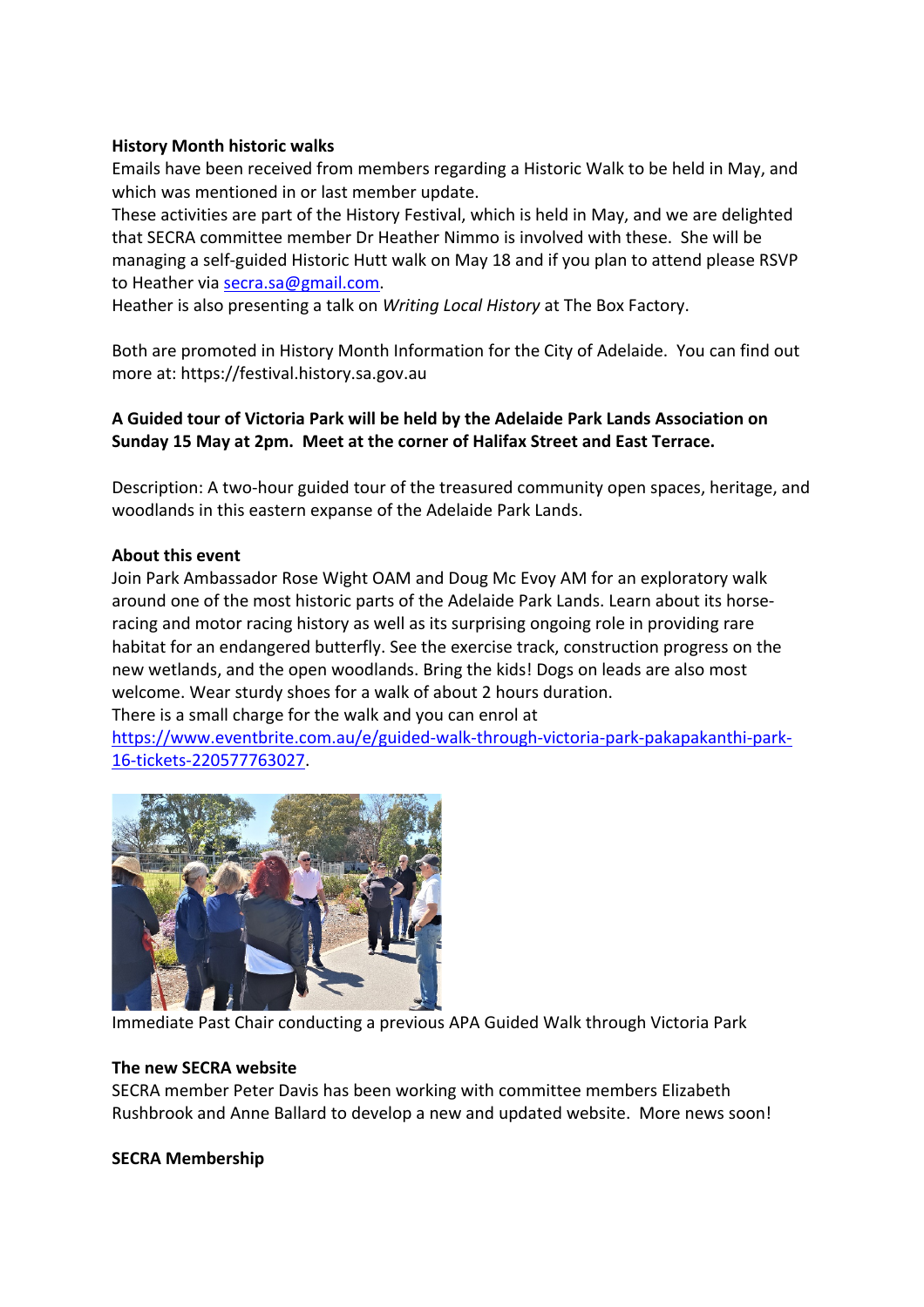**History Month historic walks**

Emails have been received from members regarding a Historic Walk to be held in May, and which was mentioned in or last member update.

These activities are part of the History Festival, which is held in May, and we are delighted that SECRA committee member Dr Heather Nimmo is involved with these. She will be managing a self-guided Historic Hutt walk on May 18 and if you plan to attend please RSVP to Heather via secra.sa@gmail.com.

Heather is also presenting a talk on *Writing Local History* at The Box Factory.

Both are promoted in History Month Information for the City of Adelaide. You can find out more at: https://festival.history.sa.gov.au

**A Guided tour of Victoria Park will be held by the Adelaide Park Lands Association on Sunday 15 May at 2pm. Meet at the corner of Halifax Street and East Terrace.**

Description: A two-hour guided tour of the treasured community open spaces, heritage, and woodlands in this eastern expanse of the Adelaide Park Lands.

**About this event**

Join Park Ambassador Rose Wight OAM and Doug Mc Evoy AM for an exploratory walk around one of the most historic parts of the Adelaide Park Lands. Learn about its horse-racing and motor racing history as well as its surprising ongoing role in providing rare habitat for an endangered butterfly. See the exercise track, construction progress on the new wetlands, and the open woodlands. Bring the kids! Dogs on leads are also most welcome. Wear sturdy shoes for a walk of about 2 hours duration.

There is a small charge for the walk and you can enrol at https://www.eventbrite.com.au/e/guided-walk-through-victoria-park-pakapakanthi-park-16-tickets-220577763027.

Immediate Past Chair conducting a previous APA Guided Walk through Victoria Park

**The new SECRA website**

SECRA member Peter Davis has been working with committee members Elizabeth Rushbrook and Anne Ballard to develop a new and updated website. More news soon!

**SECRA Membership**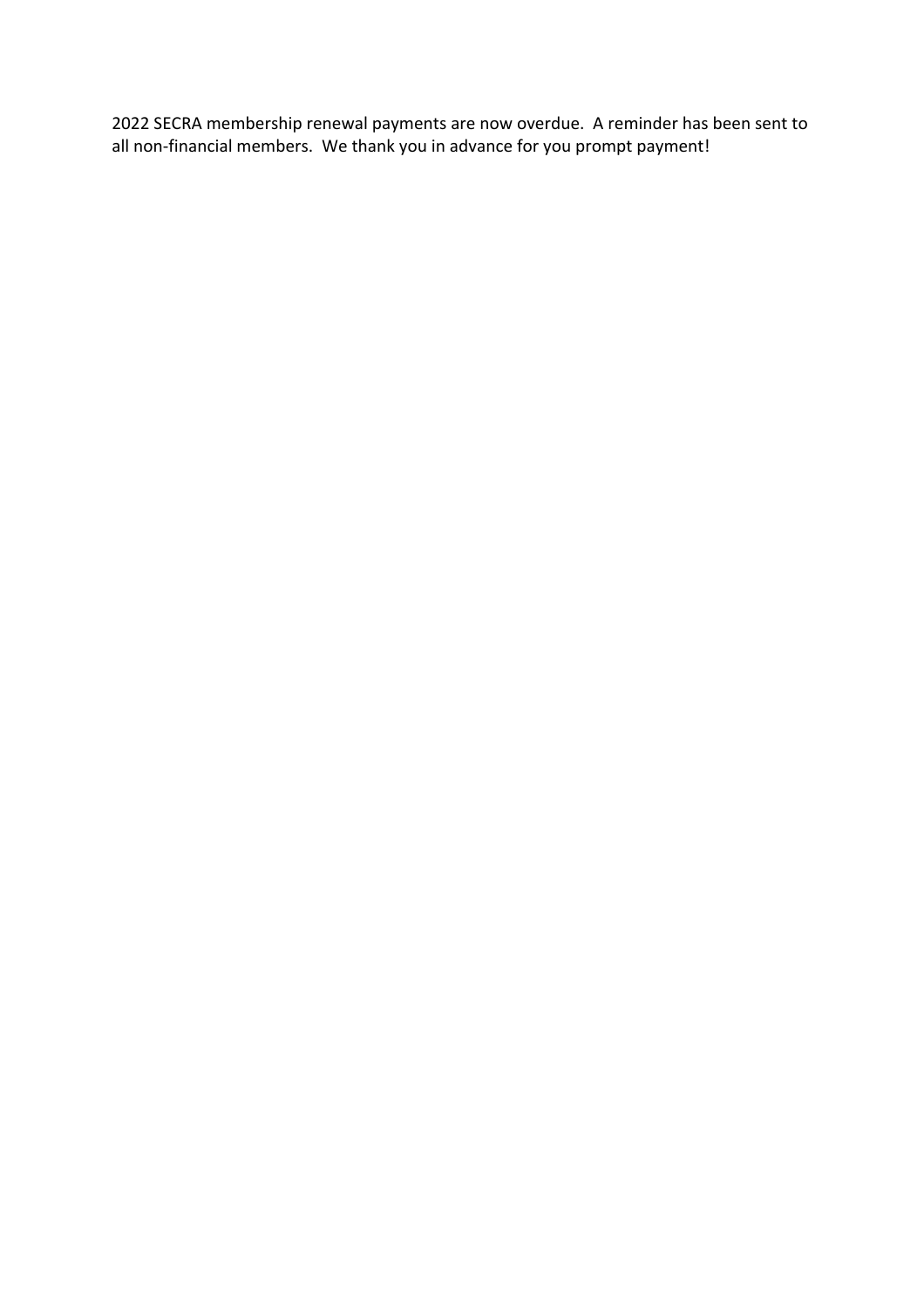2022 SECRA membership renewal payments are now overdue. A reminder has been sent to all non-financial members. We thank you in advance for you prompt payment!